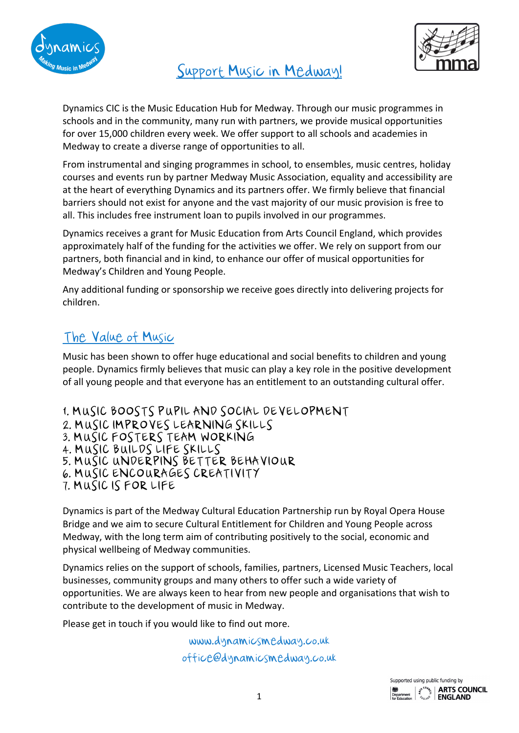# Support Music in Medway!

Dynamics CIC is the Music Education Hub for Medway. Through our music programmes in schools and in the community, many run with partners, we provide musical opportunities for over 15,000 children every week. We offer support to all schools and academies in Medway to create a diverse range of opportunities to all.

From instrumental and singing programmes in school, to ensembles, music centres, holiday courses and events run by partner Medway Music Association, equality and accessibility are at the heart of everything Dynamics and its partners offer. We firmly believe that financial barriers should not exist for anyone and the vast majority of our music provision is free to all. This includes free instrument loan to pupils involved in our programmes.

Dynamics receives a grant for Music Education from Arts Council England, which provides approximately half of the funding for the activities we offer. We rely on support from our partners, both financial and in kind, to enhance our offer of musical opportunities for Medway's Children and Young People.

Any additional funding or sponsorship we receive goes directly into delivering projects for children.

## The Value of Music

Music has been shown to offer huge educational and social benefits to children and young people. Dynamics firmly believes that music can play a key role in the positive development of all young people and that everyone has an entitlement to an outstanding cultural offer.

1. MUSIC BOOSTS PUPIL AND SOCIAL DEVELOPMENT
2. MUSIC IMPROVES LEARNING SKILLS
3. MUSIC FOSTERS TEAM WORKING
4. MUSIC BUILDS LIFE SKILLS
5. MUSIC UNDERPINS BETTER BEHAVIOUR
6. MUSIC ENCOURAGES CREATIVITY
7. MUSIC IS FOR LIFE

Dynamics is part of the Medway Cultural Education Partnership run by Royal Opera House Bridge and we aim to secure Cultural Entitlement for Children and Young People across Medway, with the long term aim of contributing positively to the social, economic and physical wellbeing of Medway communities.

Dynamics relies on the support of schools, families, partners, Licensed Music Teachers, local businesses, community groups and many others to offer such a wide variety of opportunities. We are always keen to hear from new people and organisations that wish to contribute to the development of music in Medway.

Please get in touch if you would like to find out more.

www.dynamicsmedway.co.uk

office@dynamicsmedway.co.uk

Supported using public funding by Department for Education | ARTS COUNCIL ENGLAND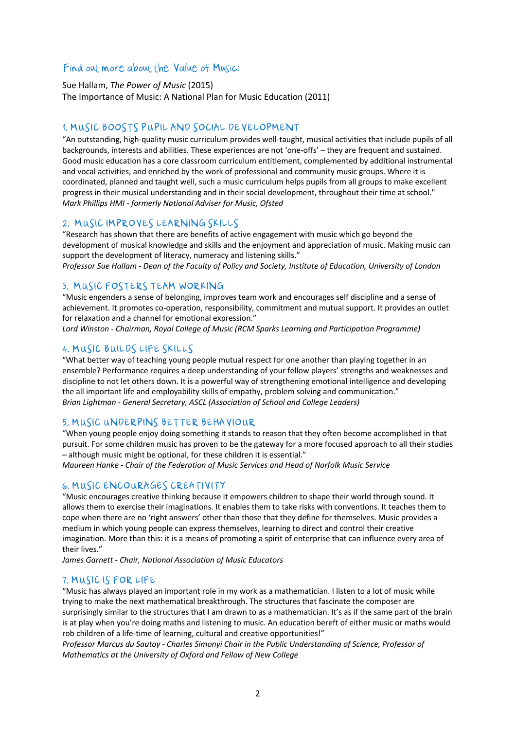## Find out more about the Value of Music:

Sue Hallam, *The Power of Music* (2015)
The Importance of Music: A National Plan for Music Education (2011)

## 1. Music Boosts Pupil and Social Development

"An outstanding, high-quality music curriculum provides well-taught, musical activities that include pupils of all backgrounds, interests and abilities. These experiences are not 'one-offs' – they are frequent and sustained. Good music education has a core classroom curriculum entitlement, complemented by additional instrumental and vocal activities, and enriched by the work of professional and community music groups. Where it is coordinated, planned and taught well, such a music curriculum helps pupils from all groups to make excellent progress in their musical understanding and in their social development, throughout their time at school."
*Mark Phillips HMI - formerly National Adviser for Music, Ofsted*

## 2. Music Improves Learning Skills

"Research has shown that there are benefits of active engagement with music which go beyond the development of musical knowledge and skills and the enjoyment and appreciation of music. Making music can support the development of literacy, numeracy and listening skills."
*Professor Sue Hallam - Dean of the Faculty of Policy and Society, Institute of Education, University of London*

## 3. Music Fosters Team Working

"Music engenders a sense of belonging, improves team work and encourages self discipline and a sense of achievement. It promotes co-operation, responsibility, commitment and mutual support. It provides an outlet for relaxation and a channel for emotional expression."
*Lord Winston - Chairman, Royal College of Music (RCM Sparks Learning and Participation Programme)*

## 4. Music Builds Life Skills

"What better way of teaching young people mutual respect for one another than playing together in an ensemble? Performance requires a deep understanding of your fellow players' strengths and weaknesses and discipline to not let others down. It is a powerful way of strengthening emotional intelligence and developing the all important life and employability skills of empathy, problem solving and communication."
*Brian Lightman - General Secretary, ASCL (Association of School and College Leaders)*

## 5. Music Underpins Better Behaviour

"When young people enjoy doing something it stands to reason that they often become accomplished in that pursuit. For some children music has proven to be the gateway for a more focused approach to all their studies – although music might be optional, for these children it is essential."
*Maureen Hanke - Chair of the Federation of Music Services and Head of Norfolk Music Service*

## 6. Music Encourages Creativity

"Music encourages creative thinking because it empowers children to shape their world through sound. It allows them to exercise their imaginations. It enables them to take risks with conventions. It teaches them to cope when there are no 'right answers' other than those that they define for themselves. Music provides a medium in which young people can express themselves, learning to direct and control their creative imagination. More than this: it is a means of promoting a spirit of enterprise that can influence every area of their lives."
*James Garnett - Chair, National Association of Music Educators*

## 7. Music is for Life

"Music has always played an important role in my work as a mathematician. I listen to a lot of music while trying to make the next mathematical breakthrough. The structures that fascinate the composer are surprisingly similar to the structures that I am drawn to as a mathematician. It's as if the same part of the brain is at play when you're doing maths and listening to music. An education bereft of either music or maths would rob children of a life-time of learning, cultural and creative opportunities!"
*Professor Marcus du Sautoy - Charles Simonyi Chair in the Public Understanding of Science, Professor of Mathematics at the University of Oxford and Fellow of New College*